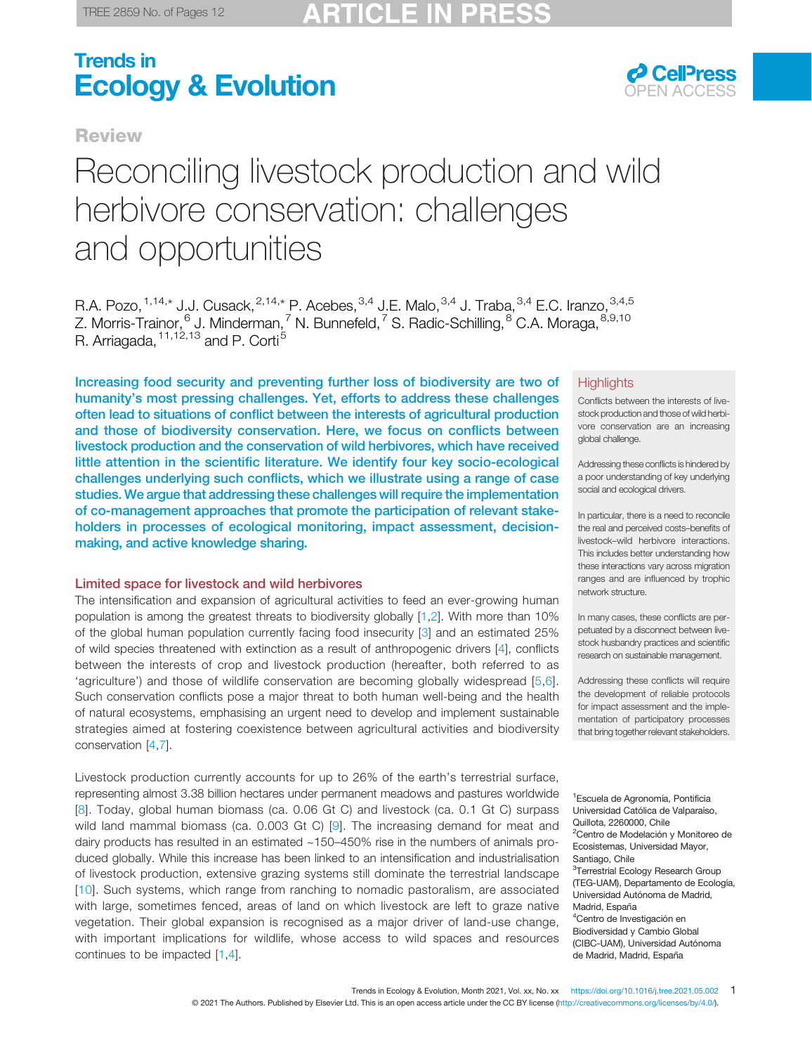# Review

# Reconciling livestock production and wild herbivore conservation: challenges and opportunities

R.A. Pozo,[1,14,*] J.J. Cusack,[2,14,*] P. Acebes,[3,4] J.E. Malo,[3,4] J. Traba,[3,4] E.C. Iranzo,[3,4,5] Z. Morris-Trainor,[6] J. Minderman,[7] N. Bunnefeld,[7] S. Radic-Schilling,[8] C.A. Moraga,[8,9,10] R. Arriagada,[11,12,13] and P. Corti[5]

**Increasing food security and preventing further loss of biodiversity are two of humanity's most pressing challenges. Yet, efforts to address these challenges often lead to situations of conflict between the interests of agricultural production and those of biodiversity conservation. Here, we focus on conflicts between livestock production and the conservation of wild herbivores, which have received little attention in the scientific literature. We identify four key socio-ecological challenges underlying such conflicts, which we illustrate using a range of case studies. We argue that addressing these challenges will require the implementation of co-management approaches that promote the participation of relevant stakeholders in processes of ecological monitoring, impact assessment, decision-making, and active knowledge sharing.**

## Highlights

Conflicts between the interests of livestock production and those of wild herbivore conservation are an increasing global challenge.

Addressing these conflicts is hindered by a poor understanding of key underlying social and ecological drivers.

In particular, there is a need to reconcile the real and perceived costs–benefits of livestock–wild herbivore interactions. This includes better understanding how these interactions vary across migration ranges and are influenced by trophic network structure.

In many cases, these conflicts are perpetuated by a disconnect between livestock husbandry practices and scientific research on sustainable management.

Addressing these conflicts will require the development of reliable protocols for impact assessment and the implementation of participatory processes that bring together relevant stakeholders.

## Limited space for livestock and wild herbivores

The intensification and expansion of agricultural activities to feed an ever-growing human population is among the greatest threats to biodiversity globally [1,2]. With more than 10% of the global human population currently facing food insecurity [3] and an estimated 25% of wild species threatened with extinction as a result of anthropogenic drivers [4], conflicts between the interests of crop and livestock production (hereafter, both referred to as 'agriculture') and those of wildlife conservation are becoming globally widespread [5,6]. Such conservation conflicts pose a major threat to both human well-being and the health of natural ecosystems, emphasising an urgent need to develop and implement sustainable strategies aimed at fostering coexistence between agricultural activities and biodiversity conservation [4,7].

Livestock production currently accounts for up to 26% of the earth's terrestrial surface, representing almost 3.38 billion hectares under permanent meadows and pastures worldwide [8]. Today, global human biomass (ca. 0.06 Gt C) and livestock (ca. 0.1 Gt C) surpass wild land mammal biomass (ca. 0.003 Gt C) [9]. The increasing demand for meat and dairy products has resulted in an estimated ~150–450% rise in the numbers of animals produced globally. While this increase has been linked to an intensification and industrialisation of livestock production, extensive grazing systems still dominate the terrestrial landscape [10]. Such systems, which range from ranching to nomadic pastoralism, are associated with large, sometimes fenced, areas of land on which livestock are left to graze native vegetation. Their global expansion is recognised as a major driver of land-use change, with important implications for wildlife, whose access to wild spaces and resources continues to be impacted [1,4].

[1]Escuela de Agronomía, Pontificia Universidad Católica de Valparaíso, Quillota, 2260000, Chile
[2]Centro de Modelación y Monitoreo de Ecosistemas, Universidad Mayor, Santiago, Chile
[3]Terrestrial Ecology Research Group (TEG-UAM), Departamento de Ecología, Universidad Autónoma de Madrid, Madrid, España
[4]Centro de Investigación en Biodiversidad y Cambio Global (CIBC-UAM), Universidad Autónoma de Madrid, Madrid, España

https://doi.org/10.1016/j.tree.2021.05.002

© 2021 The Authors. Published by Elsevier Ltd. This is an open access article under the CC BY license (http://creativecommons.org/licenses/by/4.0/).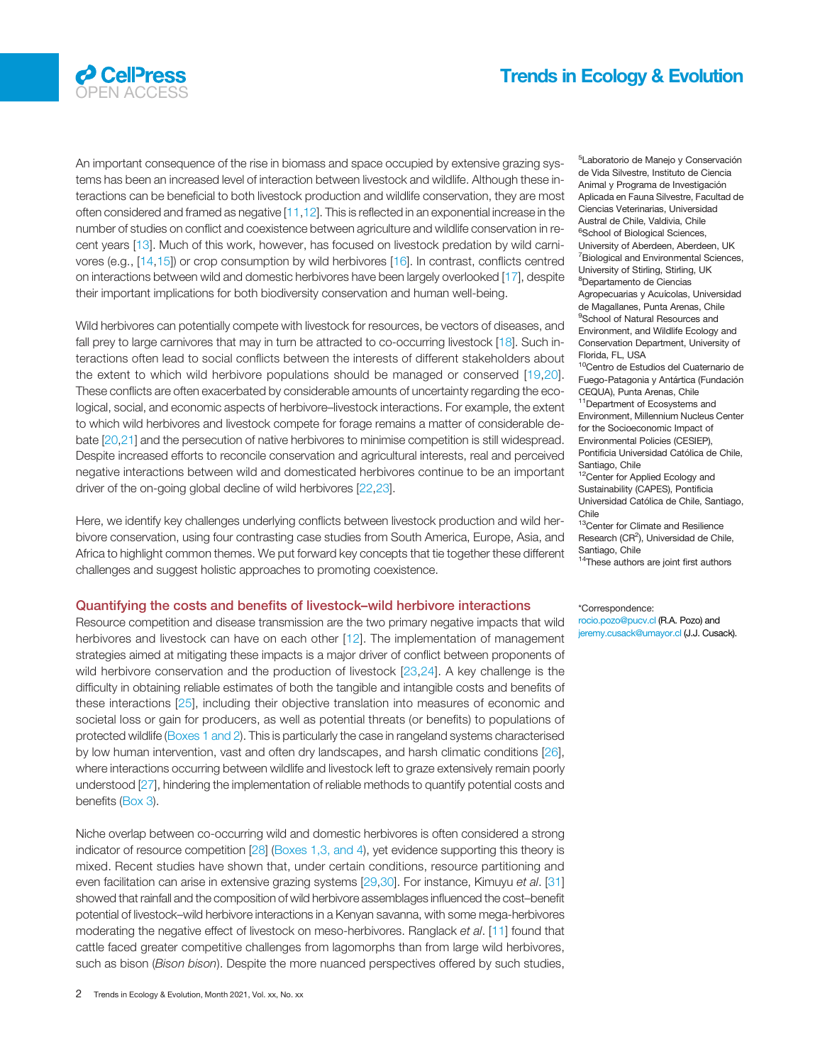An important consequence of the rise in biomass and space occupied by extensive grazing systems has been an increased level of interaction between livestock and wildlife. Although these interactions can be beneficial to both livestock production and wildlife conservation, they are most often considered and framed as negative [11,12]. This is reflected in an exponential increase in the number of studies on conflict and coexistence between agriculture and wildlife conservation in recent years [13]. Much of this work, however, has focused on livestock predation by wild carnivores (e.g., [14,15]) or crop consumption by wild herbivores [16]. In contrast, conflicts centred on interactions between wild and domestic herbivores have been largely overlooked [17], despite their important implications for both biodiversity conservation and human well-being.

Wild herbivores can potentially compete with livestock for resources, be vectors of diseases, and fall prey to large carnivores that may in turn be attracted to co-occurring livestock [18]. Such interactions often lead to social conflicts between the interests of different stakeholders about the extent to which wild herbivore populations should be managed or conserved [19,20]. These conflicts are often exacerbated by considerable amounts of uncertainty regarding the ecological, social, and economic aspects of herbivore–livestock interactions. For example, the extent to which wild herbivores and livestock compete for forage remains a matter of considerable debate [20,21] and the persecution of native herbivores to minimise competition is still widespread. Despite increased efforts to reconcile conservation and agricultural interests, real and perceived negative interactions between wild and domesticated herbivores continue to be an important driver of the on-going global decline of wild herbivores [22,23].

Here, we identify key challenges underlying conflicts between livestock production and wild herbivore conservation, using four contrasting case studies from South America, Europe, Asia, and Africa to highlight common themes. We put forward key concepts that tie together these different challenges and suggest holistic approaches to promoting coexistence.

## Quantifying the costs and benefits of livestock–wild herbivore interactions

Resource competition and disease transmission are the two primary negative impacts that wild herbivores and livestock can have on each other [12]. The implementation of management strategies aimed at mitigating these impacts is a major driver of conflict between proponents of wild herbivore conservation and the production of livestock [23,24]. A key challenge is the difficulty in obtaining reliable estimates of both the tangible and intangible costs and benefits of these interactions [25], including their objective translation into measures of economic and societal loss or gain for producers, as well as potential threats (or benefits) to populations of protected wildlife (Boxes 1 and 2). This is particularly the case in rangeland systems characterised by low human intervention, vast and often dry landscapes, and harsh climatic conditions [26], where interactions occurring between wildlife and livestock left to graze extensively remain poorly understood [27], hindering the implementation of reliable methods to quantify potential costs and benefits (Box 3).

Niche overlap between co-occurring wild and domestic herbivores is often considered a strong indicator of resource competition [28] (Boxes 1,3, and 4), yet evidence supporting this theory is mixed. Recent studies have shown that, under certain conditions, resource partitioning and even facilitation can arise in extensive grazing systems [29,30]. For instance, Kimuyu *et al*. [31] showed that rainfall and the composition of wild herbivore assemblages influenced the cost–benefit potential of livestock–wild herbivore interactions in a Kenyan savanna, with some mega-herbivores moderating the negative effect of livestock on meso-herbivores. Ranglack *et al*. [11] found that cattle faced greater competitive challenges from lagomorphs than from large wild herbivores, such as bison (*Bison bison*). Despite the more nuanced perspectives offered by such studies,

[5]Laboratorio de Manejo y Conservación de Vida Silvestre, Instituto de Ciencia Animal y Programa de Investigación Aplicada en Fauna Silvestre, Facultad de Ciencias Veterinarias, Universidad Austral de Chile, Valdivia, Chile
[6]School of Biological Sciences, University of Aberdeen, Aberdeen, UK
[7]Biological and Environmental Sciences, University of Stirling, Stirling, UK
[8]Departamento de Ciencias Agropecuarias y Acuícolas, Universidad de Magallanes, Punta Arenas, Chile
[9]School of Natural Resources and Environment, and Wildlife Ecology and Conservation Department, University of Florida, FL, USA
[10]Centro de Estudios del Cuaternario de Fuego-Patagonia y Antártica (Fundación CEQUA), Punta Arenas, Chile
[11]Department of Ecosystems and Environment, Millennium Nucleus Center for the Socioeconomic Impact of Environmental Policies (CESIEP), Pontificia Universidad Católica de Chile, Santiago, Chile
[12]Center for Applied Ecology and Sustainability (CAPES), Pontificia Universidad Católica de Chile, Santiago, Chile
[13]Center for Climate and Resilience Research (CR$^2$), Universidad de Chile, Santiago, Chile
[14]These authors are joint first authors

*Correspondence:
rocio.pozo@pucv.cl (R.A. Pozo) and
jeremy.cusack@umayor.cl (J.J. Cusack).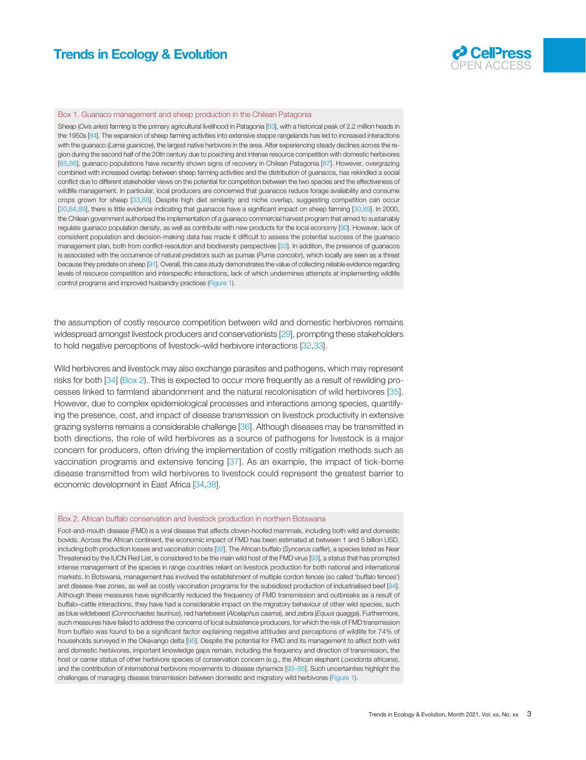### Box 1. Guanaco management and sheep production in the Chilean Patagonia

Sheep (*Ovis aries*) farming is the primary agricultural livelihood in Patagonia [83], with a historical peak of 2.2 million heads in the 1950s [84]. The expansion of sheep farming activities into extensive steppe rangelands has led to increased interactions with the guanaco (*Lama guanicoe*), the largest native herbivore in the area. After experiencing steady declines across the region during the second half of the 20th century due to poaching and intense resource competition with domestic herbivores [85,86], guanaco populations have recently shown signs of recovery in Chilean Patagonia [87]. However, overgrazing combined with increased overlap between sheep farming activities and the distribution of guanacos, has rekindled a social conflict due to different stakeholder views on the potential for competition between the two species and the effectiveness of wildlife management. In particular, local producers are concerned that guanacos reduce forage availability and consume crops grown for sheep [33,88]. Despite high diet similarity and niche overlap, suggesting competition can occur [30,84,89], there is little evidence indicating that guanacos have a significant impact on sheep farming [30,89]. In 2000, the Chilean government authorised the implementation of a guanaco commercial harvest program that aimed to sustainably regulate guanaco population density, as well as contribute with new products for the local economy [90]. However, lack of consistent population and decision-making data has made it difficult to assess the potential success of the guanaco management plan, both from conflict-resolution and biodiversity perspectives [33]. In addition, the presence of guanacos is associated with the occurrence of natural predators such as pumas (*Puma concolor*), which locally are seen as a threat because they predate on sheep [91]. Overall, this case study demonstrates the value of collecting reliable evidence regarding levels of resource competition and interspecific interactions, lack of which undermines attempts at implementing wildlife control programs and improved husbandry practices (Figure 1).

the assumption of costly resource competition between wild and domestic herbivores remains widespread amongst livestock producers and conservationists [29], prompting these stakeholders to hold negative perceptions of livestock–wild herbivore interactions [32,33].

Wild herbivores and livestock may also exchange parasites and pathogens, which may represent risks for both [34] (Box 2). This is expected to occur more frequently as a result of rewilding processes linked to farmland abandonment and the natural recolonisation of wild herbivores [35]. However, due to complex epidemiological processes and interactions among species, quantifying the presence, cost, and impact of disease transmission on livestock productivity in extensive grazing systems remains a considerable challenge [36]. Although diseases may be transmitted in both directions, the role of wild herbivores as a source of pathogens for livestock is a major concern for producers, often driving the implementation of costly mitigation methods such as vaccination programs and extensive fencing [37]. As an example, the impact of tick-borne disease transmitted from wild herbivores to livestock could represent the greatest barrier to economic development in East Africa [34,38].

### Box 2. African buffalo conservation and livestock production in northern Botswana

Foot-and-mouth disease (FMD) is a viral disease that affects cloven-hoofed mammals, including both wild and domestic bovids. Across the African continent, the economic impact of FMD has been estimated at between 1 and 5 billion USD, including both production losses and vaccination costs [92]. The African buffalo (*Syncerus caffer*), a species listed as Near Threatened by the IUCN Red List, is considered to be the main wild host of the FMD virus [93], a status that has prompted intense management of the species in range countries reliant on livestock production for both national and international markets. In Botswana, management has involved the establishment of multiple cordon fences (so called 'buffalo fences') and disease-free zones, as well as costly vaccination programs for the subsidized production of industrialised beef [94]. Although these measures have significantly reduced the frequency of FMD transmission and outbreaks as a result of buffalo–cattle interactions, they have had a considerable impact on the migratory behaviour of other wild species, such as blue wildebeest (*Connochaetes taurinus*), red hartebeest (*Alcelaphus caama*), and zebra (*Equus quagga*). Furthermore, such measures have failed to address the concerns of local subsistence producers, for which the risk of FMD transmission from buffalo was found to be a significant factor explaining negative attitudes and perceptions of wildlife for 74% of households surveyed in the Okavango delta [95]. Despite the potential for FMD and its management to affect both wild and domestic herbivores, important knowledge gaps remain, including the frequency and direction of transmission, the host or carrier status of other herbivore species of conservation concern (e.g., the African elephant *Loxodonta africana*), and the contribution of international herbivore movements to disease dynamics [93–95]. Such uncertainties highlight the challenges of managing disease transmission between domestic and migratory wild herbivores (Figure 1).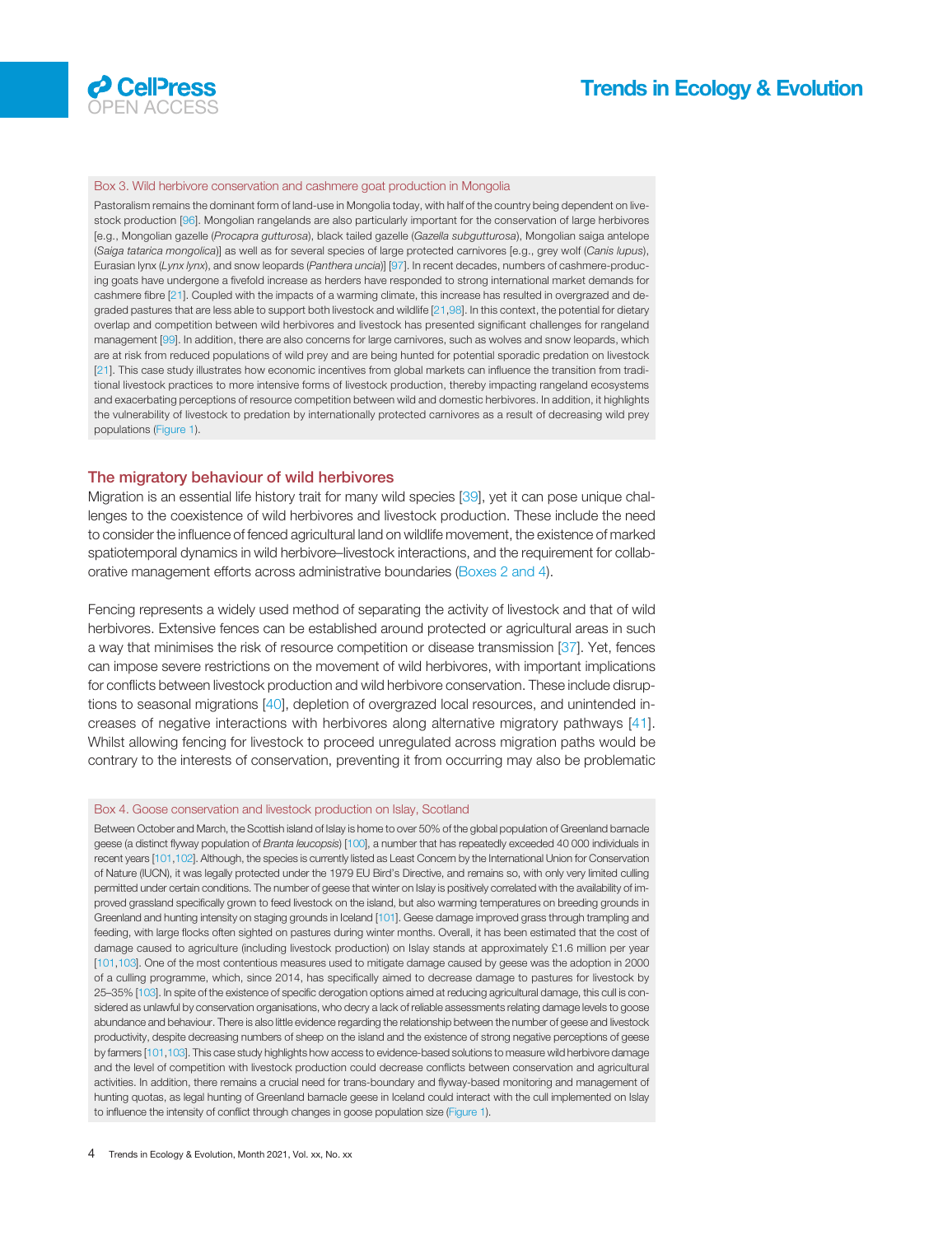### Box 3. Wild herbivore conservation and cashmere goat production in Mongolia

Pastoralism remains the dominant form of land-use in Mongolia today, with half of the country being dependent on livestock production [96]. Mongolian rangelands are also particularly important for the conservation of large herbivores [e.g., Mongolian gazelle (*Procapra gutturosa*), black tailed gazelle (*Gazella subgutturosa*), Mongolian saiga antelope (*Saiga tatarica mongolica*)] as well as for several species of large protected carnivores [e.g., grey wolf (*Canis lupus*), Eurasian lynx (*Lynx lynx*), and snow leopards (*Panthera uncia*)] [97]. In recent decades, numbers of cashmere-producing goats have undergone a fivefold increase as herders have responded to strong international market demands for cashmere fibre [21]. Coupled with the impacts of a warming climate, this increase has resulted in overgrazed and degraded pastures that are less able to support both livestock and wildlife [21,98]. In this context, the potential for dietary overlap and competition between wild herbivores and livestock has presented significant challenges for rangeland management [99]. In addition, there are also concerns for large carnivores, such as wolves and snow leopards, which are at risk from reduced populations of wild prey and are being hunted for potential sporadic predation on livestock [21]. This case study illustrates how economic incentives from global markets can influence the transition from traditional livestock practices to more intensive forms of livestock production, thereby impacting rangeland ecosystems and exacerbating perceptions of resource competition between wild and domestic herbivores. In addition, it highlights the vulnerability of livestock to predation by internationally protected carnivores as a result of decreasing wild prey populations (Figure 1).

## The migratory behaviour of wild herbivores

Migration is an essential life history trait for many wild species [39], yet it can pose unique challenges to the coexistence of wild herbivores and livestock production. These include the need to consider the influence of fenced agricultural land on wildlife movement, the existence of marked spatiotemporal dynamics in wild herbivore–livestock interactions, and the requirement for collaborative management efforts across administrative boundaries (Boxes 2 and 4).

Fencing represents a widely used method of separating the activity of livestock and that of wild herbivores. Extensive fences can be established around protected or agricultural areas in such a way that minimises the risk of resource competition or disease transmission [37]. Yet, fences can impose severe restrictions on the movement of wild herbivores, with important implications for conflicts between livestock production and wild herbivore conservation. These include disruptions to seasonal migrations [40], depletion of overgrazed local resources, and unintended increases of negative interactions with herbivores along alternative migratory pathways [41]. Whilst allowing fencing for livestock to proceed unregulated across migration paths would be contrary to the interests of conservation, preventing it from occurring may also be problematic

### Box 4. Goose conservation and livestock production on Islay, Scotland

Between October and March, the Scottish island of Islay is home to over 50% of the global population of Greenland barnacle geese (a distinct flyway population of *Branta leucopsis*) [100], a number that has repeatedly exceeded 40 000 individuals in recent years [101,102]. Although, the species is currently listed as Least Concern by the International Union for Conservation of Nature (IUCN), it was legally protected under the 1979 EU Bird's Directive, and remains so, with only very limited culling permitted under certain conditions. The number of geese that winter on Islay is positively correlated with the availability of improved grassland specifically grown to feed livestock on the island, but also warming temperatures on breeding grounds in Greenland and hunting intensity on staging grounds in Iceland [101]. Geese damage improved grass through trampling and feeding, with large flocks often sighted on pastures during winter months. Overall, it has been estimated that the cost of damage caused to agriculture (including livestock production) on Islay stands at approximately £1.6 million per year [101,103]. One of the most contentious measures used to mitigate damage caused by geese was the adoption in 2000 of a culling programme, which, since 2014, has specifically aimed to decrease damage to pastures for livestock by 25–35% [103]. In spite of the existence of specific derogation options aimed at reducing agricultural damage, this cull is considered as unlawful by conservation organisations, who decry a lack of reliable assessments relating damage levels to goose abundance and behaviour. There is also little evidence regarding the relationship between the number of geese and livestock productivity, despite decreasing numbers of sheep on the island and the existence of strong negative perceptions of geese by farmers [101,103]. This case study highlights how access to evidence-based solutions to measure wild herbivore damage and the level of competition with livestock production could decrease conflicts between conservation and agricultural activities. In addition, there remains a crucial need for trans-boundary and flyway-based monitoring and management of hunting quotas, as legal hunting of Greenland barnacle geese in Iceland could interact with the cull implemented on Islay to influence the intensity of conflict through changes in goose population size (Figure 1).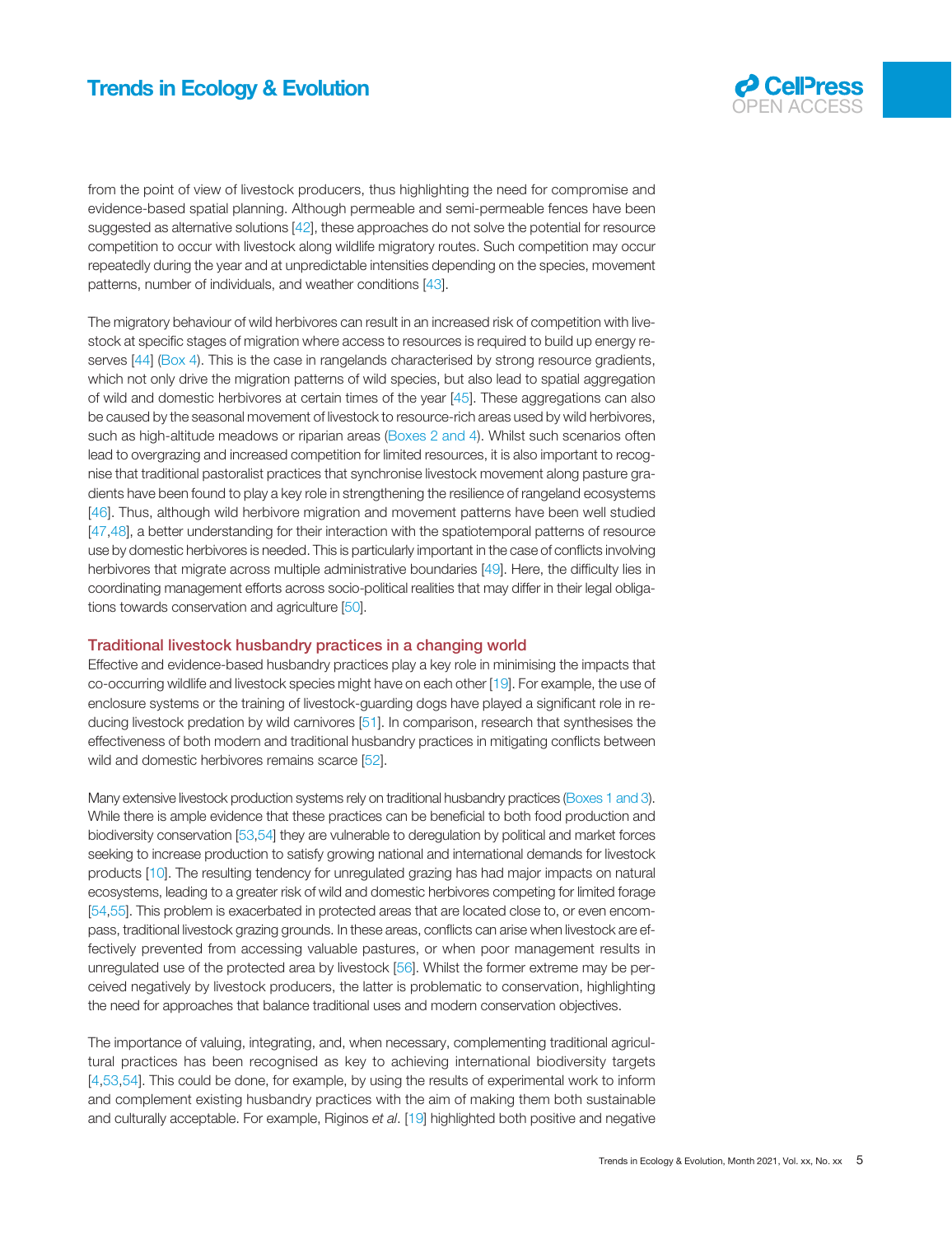from the point of view of livestock producers, thus highlighting the need for compromise and evidence-based spatial planning. Although permeable and semi-permeable fences have been suggested as alternative solutions [42], these approaches do not solve the potential for resource competition to occur with livestock along wildlife migratory routes. Such competition may occur repeatedly during the year and at unpredictable intensities depending on the species, movement patterns, number of individuals, and weather conditions [43].

The migratory behaviour of wild herbivores can result in an increased risk of competition with livestock at specific stages of migration where access to resources is required to build up energy reserves [44] (Box 4). This is the case in rangelands characterised by strong resource gradients, which not only drive the migration patterns of wild species, but also lead to spatial aggregation of wild and domestic herbivores at certain times of the year [45]. These aggregations can also be caused by the seasonal movement of livestock to resource-rich areas used by wild herbivores, such as high-altitude meadows or riparian areas (Boxes 2 and 4). Whilst such scenarios often lead to overgrazing and increased competition for limited resources, it is also important to recognise that traditional pastoralist practices that synchronise livestock movement along pasture gradients have been found to play a key role in strengthening the resilience of rangeland ecosystems [46]. Thus, although wild herbivore migration and movement patterns have been well studied [47,48], a better understanding for their interaction with the spatiotemporal patterns of resource use by domestic herbivores is needed. This is particularly important in the case of conflicts involving herbivores that migrate across multiple administrative boundaries [49]. Here, the difficulty lies in coordinating management efforts across socio-political realities that may differ in their legal obligations towards conservation and agriculture [50].

## Traditional livestock husbandry practices in a changing world

Effective and evidence-based husbandry practices play a key role in minimising the impacts that co-occurring wildlife and livestock species might have on each other [19]. For example, the use of enclosure systems or the training of livestock-guarding dogs have played a significant role in reducing livestock predation by wild carnivores [51]. In comparison, research that synthesises the effectiveness of both modern and traditional husbandry practices in mitigating conflicts between wild and domestic herbivores remains scarce [52].

Many extensive livestock production systems rely on traditional husbandry practices (Boxes 1 and 3). While there is ample evidence that these practices can be beneficial to both food production and biodiversity conservation [53,54] they are vulnerable to deregulation by political and market forces seeking to increase production to satisfy growing national and international demands for livestock products [10]. The resulting tendency for unregulated grazing has had major impacts on natural ecosystems, leading to a greater risk of wild and domestic herbivores competing for limited forage [54,55]. This problem is exacerbated in protected areas that are located close to, or even encompass, traditional livestock grazing grounds. In these areas, conflicts can arise when livestock are effectively prevented from accessing valuable pastures, or when poor management results in unregulated use of the protected area by livestock [56]. Whilst the former extreme may be perceived negatively by livestock producers, the latter is problematic to conservation, highlighting the need for approaches that balance traditional uses and modern conservation objectives.

The importance of valuing, integrating, and, when necessary, complementing traditional agricultural practices has been recognised as key to achieving international biodiversity targets [4,53,54]. This could be done, for example, by using the results of experimental work to inform and complement existing husbandry practices with the aim of making them both sustainable and culturally acceptable. For example, Riginos *et al*. [19] highlighted both positive and negative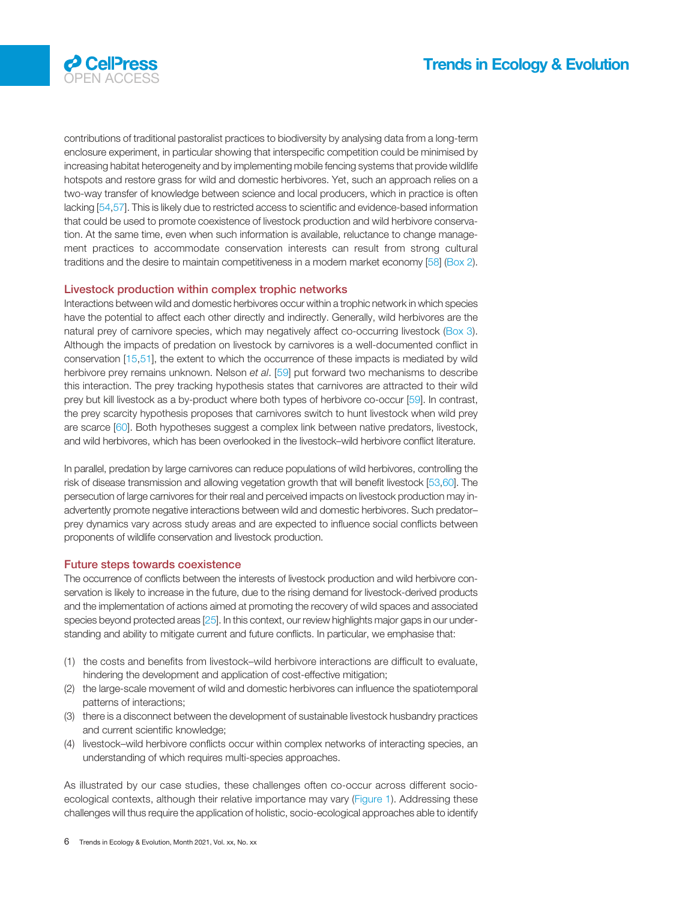contributions of traditional pastoralist practices to biodiversity by analysing data from a long-term enclosure experiment, in particular showing that interspecific competition could be minimised by increasing habitat heterogeneity and by implementing mobile fencing systems that provide wildlife hotspots and restore grass for wild and domestic herbivores. Yet, such an approach relies on a two-way transfer of knowledge between science and local producers, which in practice is often lacking [54,57]. This is likely due to restricted access to scientific and evidence-based information that could be used to promote coexistence of livestock production and wild herbivore conservation. At the same time, even when such information is available, reluctance to change management practices to accommodate conservation interests can result from strong cultural traditions and the desire to maintain competitiveness in a modern market economy [58] (Box 2).

## Livestock production within complex trophic networks

Interactions between wild and domestic herbivores occur within a trophic network in which species have the potential to affect each other directly and indirectly. Generally, wild herbivores are the natural prey of carnivore species, which may negatively affect co-occurring livestock (Box 3). Although the impacts of predation on livestock by carnivores is a well-documented conflict in conservation [15,51], the extent to which the occurrence of these impacts is mediated by wild herbivore prey remains unknown. Nelson *et al*. [59] put forward two mechanisms to describe this interaction. The prey tracking hypothesis states that carnivores are attracted to their wild prey but kill livestock as a by-product where both types of herbivore co-occur [59]. In contrast, the prey scarcity hypothesis proposes that carnivores switch to hunt livestock when wild prey are scarce [60]. Both hypotheses suggest a complex link between native predators, livestock, and wild herbivores, which has been overlooked in the livestock–wild herbivore conflict literature.

In parallel, predation by large carnivores can reduce populations of wild herbivores, controlling the risk of disease transmission and allowing vegetation growth that will benefit livestock [53,60]. The persecution of large carnivores for their real and perceived impacts on livestock production may inadvertently promote negative interactions between wild and domestic herbivores. Such predator–prey dynamics vary across study areas and are expected to influence social conflicts between proponents of wildlife conservation and livestock production.

## Future steps towards coexistence

The occurrence of conflicts between the interests of livestock production and wild herbivore conservation is likely to increase in the future, due to the rising demand for livestock-derived products and the implementation of actions aimed at promoting the recovery of wild spaces and associated species beyond protected areas [25]. In this context, our review highlights major gaps in our understanding and ability to mitigate current and future conflicts. In particular, we emphasise that:

1. the costs and benefits from livestock–wild herbivore interactions are difficult to evaluate, hindering the development and application of cost-effective mitigation;
2. the large-scale movement of wild and domestic herbivores can influence the spatiotemporal patterns of interactions;
3. there is a disconnect between the development of sustainable livestock husbandry practices and current scientific knowledge;
4. livestock–wild herbivore conflicts occur within complex networks of interacting species, an understanding of which requires multi-species approaches.

As illustrated by our case studies, these challenges often co-occur across different socio-ecological contexts, although their relative importance may vary (Figure 1). Addressing these challenges will thus require the application of holistic, socio-ecological approaches able to identify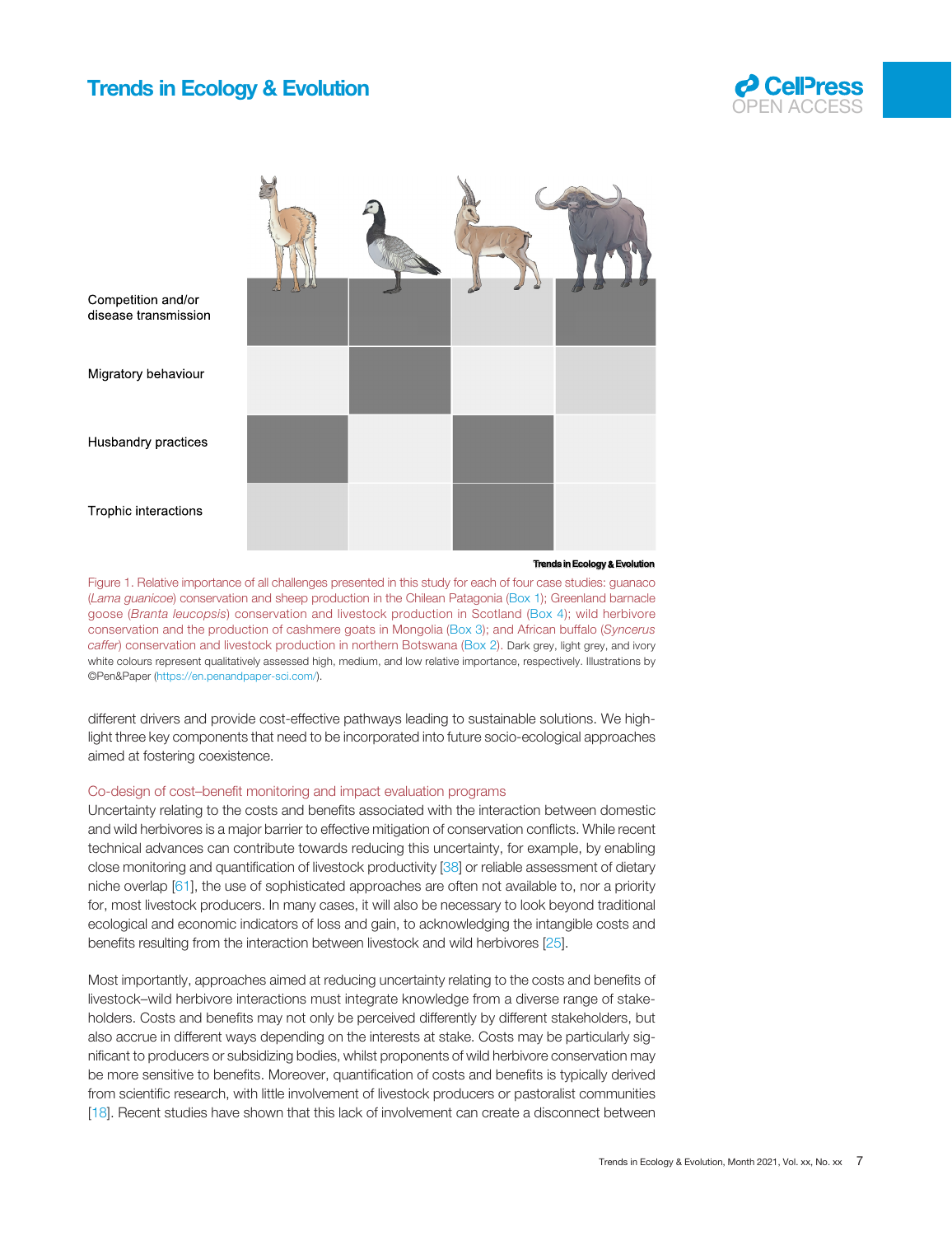Competition and/or disease transmission

Migratory behaviour

Husbandry practices

Trophic interactions

Figure 1. Relative importance of all challenges presented in this study for each of four case studies: guanaco (*Lama guanicoe*) conservation and sheep production in the Chilean Patagonia (Box 1); Greenland barnacle goose (*Branta leucopsis*) conservation and livestock production in Scotland (Box 4); wild herbivore conservation and the production of cashmere goats in Mongolia (Box 3); and African buffalo (*Syncerus caffer*) conservation and livestock production in northern Botswana (Box 2). Dark grey, light grey, and ivory white colours represent qualitatively assessed high, medium, and low relative importance, respectively. Illustrations by ©Pen&Paper (https://en.penandpaper-sci.com/).

different drivers and provide cost-effective pathways leading to sustainable solutions. We highlight three key components that need to be incorporated into future socio-ecological approaches aimed at fostering coexistence.

### Co-design of cost–benefit monitoring and impact evaluation programs

Uncertainty relating to the costs and benefits associated with the interaction between domestic and wild herbivores is a major barrier to effective mitigation of conservation conflicts. While recent technical advances can contribute towards reducing this uncertainty, for example, by enabling close monitoring and quantification of livestock productivity [38] or reliable assessment of dietary niche overlap [61], the use of sophisticated approaches are often not available to, nor a priority for, most livestock producers. In many cases, it will also be necessary to look beyond traditional ecological and economic indicators of loss and gain, to acknowledging the intangible costs and benefits resulting from the interaction between livestock and wild herbivores [25].

Most importantly, approaches aimed at reducing uncertainty relating to the costs and benefits of livestock–wild herbivore interactions must integrate knowledge from a diverse range of stakeholders. Costs and benefits may not only be perceived differently by different stakeholders, but also accrue in different ways depending on the interests at stake. Costs may be particularly significant to producers or subsidizing bodies, whilst proponents of wild herbivore conservation may be more sensitive to benefits. Moreover, quantification of costs and benefits is typically derived from scientific research, with little involvement of livestock producers or pastoralist communities [18]. Recent studies have shown that this lack of involvement can create a disconnect between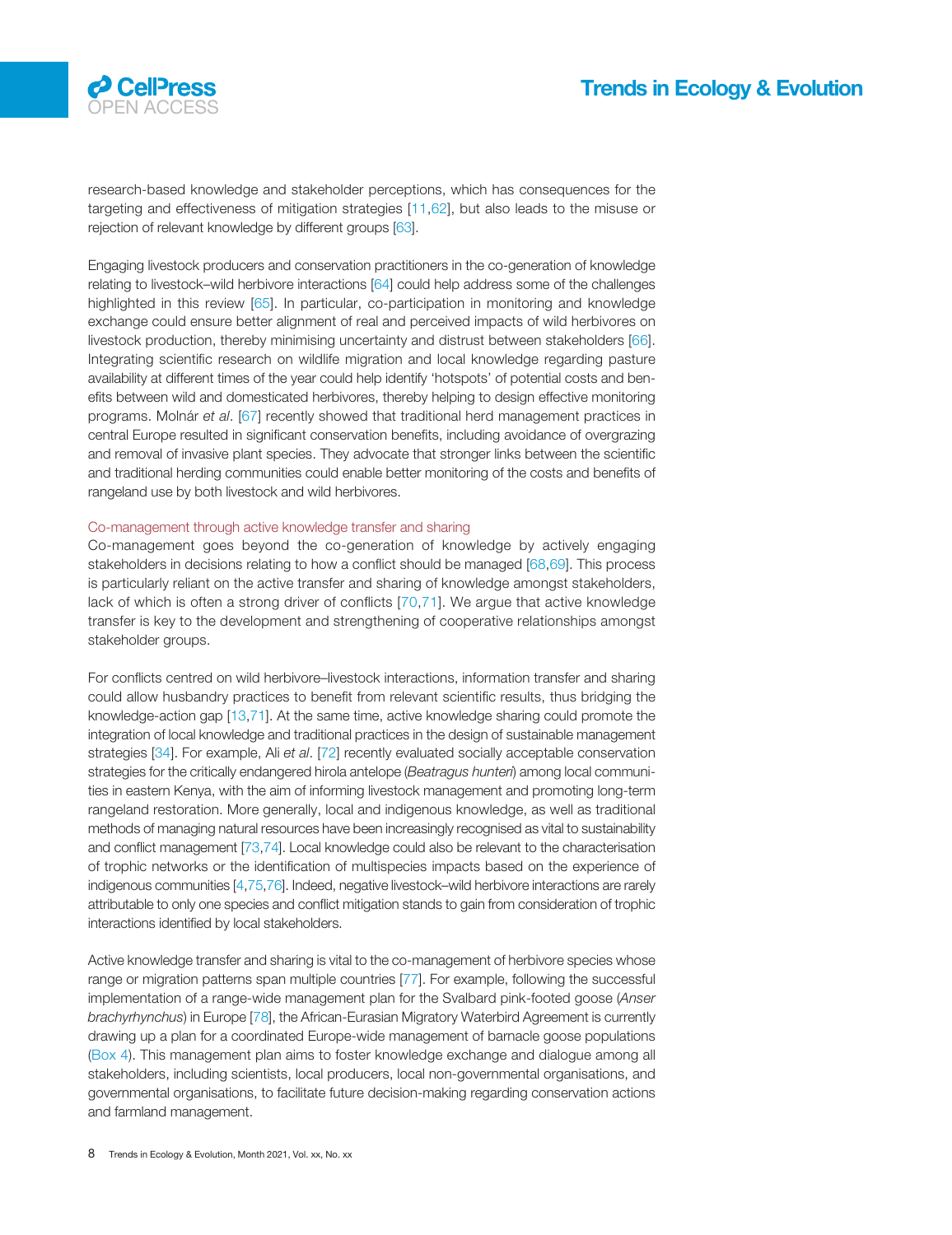research-based knowledge and stakeholder perceptions, which has consequences for the targeting and effectiveness of mitigation strategies [11,62], but also leads to the misuse or rejection of relevant knowledge by different groups [63].

Engaging livestock producers and conservation practitioners in the co-generation of knowledge relating to livestock–wild herbivore interactions [64] could help address some of the challenges highlighted in this review [65]. In particular, co-participation in monitoring and knowledge exchange could ensure better alignment of real and perceived impacts of wild herbivores on livestock production, thereby minimising uncertainty and distrust between stakeholders [66]. Integrating scientific research on wildlife migration and local knowledge regarding pasture availability at different times of the year could help identify 'hotspots' of potential costs and benefits between wild and domesticated herbivores, thereby helping to design effective monitoring programs. Molnár *et al*. [67] recently showed that traditional herd management practices in central Europe resulted in significant conservation benefits, including avoidance of overgrazing and removal of invasive plant species. They advocate that stronger links between the scientific and traditional herding communities could enable better monitoring of the costs and benefits of rangeland use by both livestock and wild herbivores.

### Co-management through active knowledge transfer and sharing

Co-management goes beyond the co-generation of knowledge by actively engaging stakeholders in decisions relating to how a conflict should be managed [68,69]. This process is particularly reliant on the active transfer and sharing of knowledge amongst stakeholders, lack of which is often a strong driver of conflicts [70,71]. We argue that active knowledge transfer is key to the development and strengthening of cooperative relationships amongst stakeholder groups.

For conflicts centred on wild herbivore–livestock interactions, information transfer and sharing could allow husbandry practices to benefit from relevant scientific results, thus bridging the knowledge-action gap [13,71]. At the same time, active knowledge sharing could promote the integration of local knowledge and traditional practices in the design of sustainable management strategies [34]. For example, Ali *et al*. [72] recently evaluated socially acceptable conservation strategies for the critically endangered hirola antelope (*Beatragus hunteri*) among local communities in eastern Kenya, with the aim of informing livestock management and promoting long-term rangeland restoration. More generally, local and indigenous knowledge, as well as traditional methods of managing natural resources have been increasingly recognised as vital to sustainability and conflict management [73,74]. Local knowledge could also be relevant to the characterisation of trophic networks or the identification of multispecies impacts based on the experience of indigenous communities [4,75,76]. Indeed, negative livestock–wild herbivore interactions are rarely attributable to only one species and conflict mitigation stands to gain from consideration of trophic interactions identified by local stakeholders.

Active knowledge transfer and sharing is vital to the co-management of herbivore species whose range or migration patterns span multiple countries [77]. For example, following the successful implementation of a range-wide management plan for the Svalbard pink-footed goose (*Anser brachyrhynchus*) in Europe [78], the African-Eurasian Migratory Waterbird Agreement is currently drawing up a plan for a coordinated Europe-wide management of barnacle goose populations (Box 4). This management plan aims to foster knowledge exchange and dialogue among all stakeholders, including scientists, local producers, local non-governmental organisations, and governmental organisations, to facilitate future decision-making regarding conservation actions and farmland management.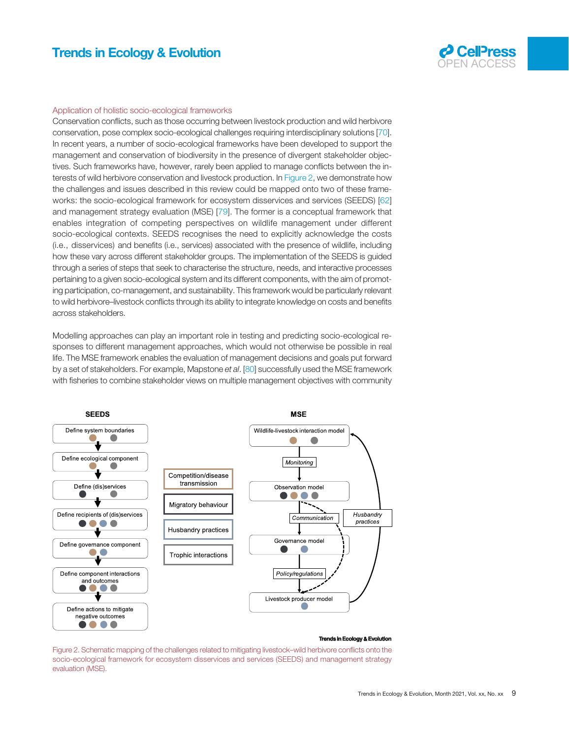### Application of holistic socio-ecological frameworks

Conservation conflicts, such as those occurring between livestock production and wild herbivore conservation, pose complex socio-ecological challenges requiring interdisciplinary solutions [70]. In recent years, a number of socio-ecological frameworks have been developed to support the management and conservation of biodiversity in the presence of divergent stakeholder objectives. Such frameworks have, however, rarely been applied to manage conflicts between the interests of wild herbivore conservation and livestock production. In Figure 2, we demonstrate how the challenges and issues described in this review could be mapped onto two of these frameworks: the socio-ecological framework for ecosystem disservices and services (SEEDS) [62] and management strategy evaluation (MSE) [79]. The former is a conceptual framework that enables integration of competing perspectives on wildlife management under different socio-ecological contexts. SEEDS recognises the need to explicitly acknowledge the costs (i.e., disservices) and benefits (i.e., services) associated with the presence of wildlife, including how these vary across different stakeholder groups. The implementation of the SEEDS is guided through a series of steps that seek to characterise the structure, needs, and interactive processes pertaining to a given socio-ecological system and its different components, with the aim of promoting participation, co-management, and sustainability. This framework would be particularly relevant to wild herbivore–livestock conflicts through its ability to integrate knowledge on costs and benefits across stakeholders.

Modelling approaches can play an important role in testing and predicting socio-ecological responses to different management approaches, which would not otherwise be possible in real life. The MSE framework enables the evaluation of management decisions and goals put forward by a set of stakeholders. For example, Mapstone *et al*. [80] successfully used the MSE framework with fisheries to combine stakeholder views on multiple management objectives with community

SEEDS: Define system boundaries → Define ecological component → Define (dis)services → Define recipients of (dis)services → Define governance component → Define component interactions and outcomes → Define actions to mitigate negative outcomes

Legend: Competition/disease transmission; Migratory behaviour; Husbandry practices; Trophic interactions

MSE: Wildlife-livestock interaction model → *Monitoring* → Observation model → *Communication* → Governance model → *Policy/regulations* → Livestock producer model → *Husbandry practices* → Wildlife-livestock interaction model

Figure 2. Schematic mapping of the challenges related to mitigating livestock–wild herbivore conflicts onto the socio-ecological framework for ecosystem disservices and services (SEEDS) and management strategy evaluation (MSE).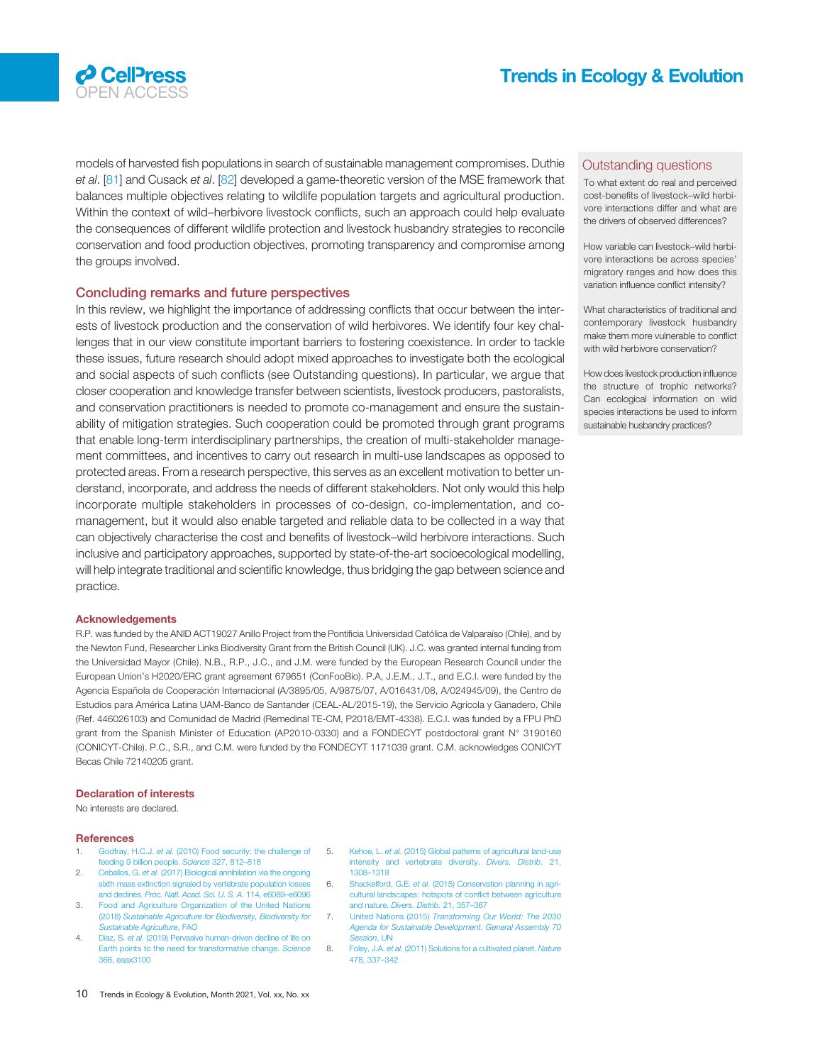models of harvested fish populations in search of sustainable management compromises. Duthie *et al*. [81] and Cusack *et al*. [82] developed a game-theoretic version of the MSE framework that balances multiple objectives relating to wildlife population targets and agricultural production. Within the context of wild–herbivore livestock conflicts, such an approach could help evaluate the consequences of different wildlife protection and livestock husbandry strategies to reconcile conservation and food production objectives, promoting transparency and compromise among the groups involved.

## Concluding remarks and future perspectives

In this review, we highlight the importance of addressing conflicts that occur between the interests of livestock production and the conservation of wild herbivores. We identify four key challenges that in our view constitute important barriers to fostering coexistence. In order to tackle these issues, future research should adopt mixed approaches to investigate both the ecological and social aspects of such conflicts (see Outstanding questions). In particular, we argue that closer cooperation and knowledge transfer between scientists, livestock producers, pastoralists, and conservation practitioners is needed to promote co-management and ensure the sustainability of mitigation strategies. Such cooperation could be promoted through grant programs that enable long-term interdisciplinary partnerships, the creation of multi-stakeholder management committees, and incentives to carry out research in multi-use landscapes as opposed to protected areas. From a research perspective, this serves as an excellent motivation to better understand, incorporate, and address the needs of different stakeholders. Not only would this help incorporate multiple stakeholders in processes of co-design, co-implementation, and co-management, but it would also enable targeted and reliable data to be collected in a way that can objectively characterise the cost and benefits of livestock–wild herbivore interactions. Such inclusive and participatory approaches, supported by state-of-the-art socioecological modelling, will help integrate traditional and scientific knowledge, thus bridging the gap between science and practice.

## Outstanding questions

To what extent do real and perceived cost-benefits of livestock–wild herbivore interactions differ and what are the drivers of observed differences?

How variable can livestock–wild herbivore interactions be across species' migratory ranges and how does this variation influence conflict intensity?

What characteristics of traditional and contemporary livestock husbandry make them more vulnerable to conflict with wild herbivore conservation?

How does livestock production influence the structure of trophic networks? Can ecological information on wild species interactions be used to inform sustainable husbandry practices?

### Acknowledgements

R.P. was funded by the ANID ACT19027 Anillo Project from the Pontificia Universidad Católica de Valparaíso (Chile), and by the Newton Fund, Researcher Links Biodiversity Grant from the British Council (UK). J.C. was granted internal funding from the Universidad Mayor (Chile). N.B., R.P., J.C., and J.M. were funded by the European Research Council under the European Union's H2020/ERC grant agreement 679651 (ConFooBio). P.A, J.E.M., J.T., and E.C.I. were funded by the Agencia Española de Cooperación Internacional (A/3895/05, A/9875/07, A/016431/08, A/024945/09), the Centro de Estudios para América Latina UAM-Banco de Santander (CEAL-AL/2015-19), the Servicio Agrícola y Ganadero, Chile (Ref. 446026103) and Comunidad de Madrid (Remedinal TE-CM, P2018/EMT-4338). E.C.I. was funded by a FPU PhD grant from the Spanish Minister of Education (AP2010-0330) and a FONDECYT postdoctoral grant N° 3190160 (CONICYT-Chile). P.C., S.R., and C.M. were funded by the FONDECYT 1171039 grant. C.M. acknowledges CONICYT Becas Chile 72140205 grant.

### Declaration of interests

No interests are declared.

### References

1. Godfray, H.C.J. *et al.* (2010) Food security: the challenge of feeding 9 billion people. *Science* 327, 812–818
2. Ceballos, G. *et al.* (2017) Biological annihilation via the ongoing sixth mass extinction signaled by vertebrate population losses and declines. *Proc. Natl. Acad. Sci. U. S. A.* 114, e6089–e6096
3. Food and Agriculture Organization of the United Nations (2018) *Sustainable Agriculture for Biodiversity, Biodiversity for Sustainable Agriculture*, FAO
4. Díaz, S. *et al.* (2019) Pervasive human-driven decline of life on Earth points to the need for transformative change. *Science* 366, eaax3100
5. Kehoe, L. *et al.* (2015) Global patterns of agricultural land-use intensity and vertebrate diversity. *Divers. Distrib.* 21, 1308–1318
6. Shackelford, G.E. *et al.* (2015) Conservation planning in agricultural landscapes: hotspots of conflict between agriculture and nature. *Divers. Distrib.* 21, 357–367
7. United Nations (2015) *Transforming Our World: The 2030 Agenda for Sustainable Development. General Assembly 70 Session*, UN
8. Foley, J.A. *et al.* (2011) Solutions for a cultivated planet. *Nature* 478, 337–342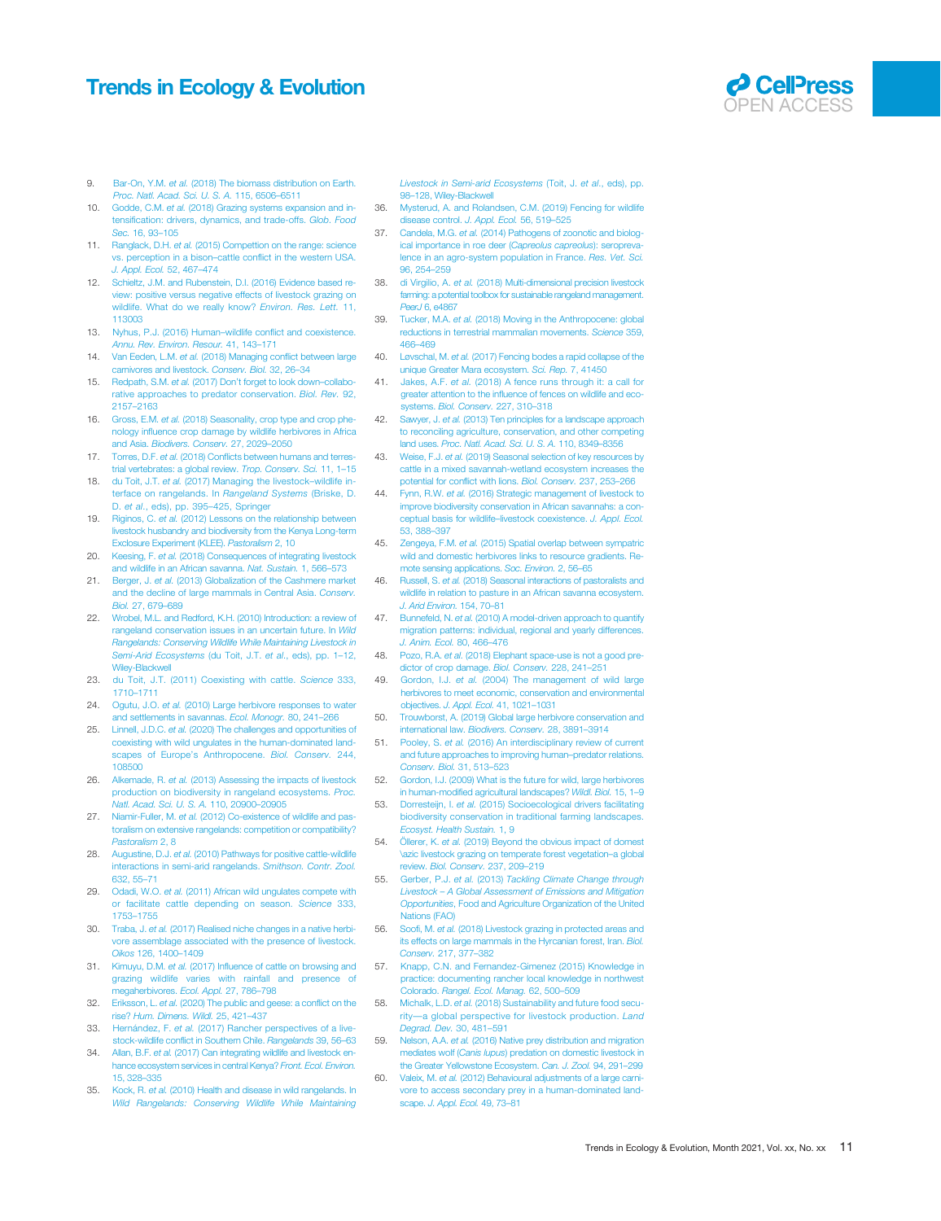9. Bar-On, Y.M. *et al.* (2018) The biomass distribution on Earth. *Proc. Natl. Acad. Sci. U. S. A.* 115, 6506–6511
10. Godde, C.M. *et al.* (2018) Grazing systems expansion and intensification: drivers, dynamics, and trade-offs. *Glob. Food Sec.* 16, 93–105
11. Ranglack, D.H. *et al.* (2015) Competition on the range: science vs. perception in a bison–cattle conflict in the western USA. *J. Appl. Ecol.* 52, 467–474
12. Schieltz, J.M. and Rubenstein, D.I. (2016) Evidence based review: positive versus negative effects of livestock grazing on wildlife. What do we really know? *Environ. Res. Lett.* 11, 113003
13. Nyhus, P.J. (2016) Human–wildlife conflict and coexistence. *Annu. Rev. Environ. Resour.* 41, 143–171
14. Van Eeden, L.M. *et al.* (2018) Managing conflict between large carnivores and livestock. *Conserv. Biol.* 32, 26–34
15. Redpath, S.M. *et al.* (2017) Don't forget to look down–collaborative approaches to predator conservation. *Biol. Rev.* 92, 2157–2163
16. Gross, E.M. *et al.* (2018) Seasonality, crop type and crop phenology influence crop damage by wildlife herbivores in Africa and Asia. *Biodivers. Conserv.* 27, 2029–2050
17. Torres, D.F. *et al.* (2018) Conflicts between humans and terrestrial vertebrates: a global review. *Trop. Conserv. Sci.* 11, 1–15
18. du Toit, J.T. *et al.* (2017) Managing the livestock–wildlife interface on rangelands. In *Rangeland Systems* (Briske, D. D. *et al.*, eds), pp. 395–425, Springer
19. Riginos, C. *et al.* (2012) Lessons on the relationship between livestock husbandry and biodiversity from the Kenya Long-term Exclosure Experiment (KLEE). *Pastoralism* 2, 10
20. Keesing, F. *et al.* (2018) Consequences of integrating livestock and wildlife in an African savanna. *Nat. Sustain.* 1, 566–573
21. Berger, J. *et al.* (2013) Globalization of the Cashmere market and the decline of large mammals in Central Asia. *Conserv. Biol.* 27, 679–689
22. Wrobel, M.L. and Redford, K.H. (2010) Introduction: a review of rangeland conservation issues in an uncertain future. In *Wild Rangelands: Conserving Wildlife While Maintaining Livestock in Semi-Arid Ecosystems* (du Toit, J.T. *et al.*, eds), pp. 1–12, Wiley-Blackwell
23. du Toit, J.T. (2011) Coexisting with cattle. *Science* 333, 1710–1711
24. Ogutu, J.O. *et al.* (2010) Large herbivore responses to water and settlements in savannas. *Ecol. Monogr.* 80, 241–266
25. Linnell, J.D.C. *et al.* (2020) The challenges and opportunities of coexisting with wild ungulates in the human-dominated landscapes of Europe's Anthropocene. *Biol. Conserv.* 244, 108500
26. Alkemade, R. *et al.* (2013) Assessing the impacts of livestock production on biodiversity in rangeland ecosystems. *Proc. Natl. Acad. Sci. U. S. A.* 110, 20900–20905
27. Niamir-Fuller, M. *et al.* (2012) Co-existence of wildlife and pastoralism on extensive rangelands: competition or compatibility? *Pastoralism* 2, 8
28. Augustine, D.J. *et al.* (2010) Pathways for positive cattle-wildlife interactions in semi-arid rangelands. *Smithson. Contr. Zool.* 632, 55–71
29. Odadi, W.O. *et al.* (2011) African wild ungulates compete with or facilitate cattle depending on season. *Science* 333, 1753–1755
30. Traba, J. *et al.* (2017) Realised niche changes in a native herbivore assemblage associated with the presence of livestock. *Oikos* 126, 1400–1409
31. Kimuyu, D.M. *et al.* (2017) Influence of cattle on browsing and grazing wildlife varies with rainfall and presence of megaherbivores. *Ecol. Appl.* 27, 786–798
32. Eriksson, L. *et al.* (2020) The public and geese: a conflict on the rise? *Hum. Dimens. Wildl.* 25, 421–437
33. Hernández, F. *et al.* (2017) Rancher perspectives of a livestock-wildlife conflict in Southern Chile. *Rangelands* 39, 56–63
34. Allan, B.F. *et al.* (2017) Can integrating wildlife and livestock enhance ecosystem services in central Kenya? *Front. Ecol. Environ.* 15, 328–335
35. Kock, R. *et al.* (2010) Health and disease in wild rangelands. In *Wild Rangelands: Conserving Wildlife While Maintaining Livestock in Semi-arid Ecosystems* (Toit, J. *et al.*, eds), pp. 98–128, Wiley-Blackwell
36. Mysterud, A. and Rolandsen, C.M. (2019) Fencing for wildlife disease control. *J. Appl. Ecol.* 56, 519–525
37. Candela, M.G. *et al.* (2014) Pathogens of zoonotic and biological importance in roe deer (*Capreolus capreolus*): seroprevalence in an agro-system population in France. *Res. Vet. Sci.* 96, 254–259
38. di Virgilio, A. *et al.* (2018) Multi-dimensional precision livestock farming: a potential toolbox for sustainable rangeland management. *PeerJ* 6, e4867
39. Tucker, M.A. *et al.* (2018) Moving in the Anthropocene: global reductions in terrestrial mammalian movements. *Science* 359, 466–469
40. Løvschal, M. *et al.* (2017) Fencing bodes a rapid collapse of the unique Greater Mara ecosystem. *Sci. Rep.* 7, 41450
41. Jakes, A.F. *et al.* (2018) A fence runs through it: a call for greater attention to the influence of fences on wildlife and ecosystems. *Biol. Conserv.* 227, 310–318
42. Sawyer, J. *et al.* (2013) Ten principles for a landscape approach to reconciling agriculture, conservation, and other competing land uses. *Proc. Natl. Acad. Sci. U. S. A.* 110, 8349–8356
43. Weise, F.J. *et al.* (2019) Seasonal selection of key resources by cattle in a mixed savannah-wetland ecosystem increases the potential for conflict with lions. *Biol. Conserv.* 237, 253–266
44. Fynn, R.W. *et al.* (2016) Strategic management of livestock to improve biodiversity conservation in African savannahs: a conceptual basis for wildlife–livestock coexistence. *J. Appl. Ecol.* 53, 388–397
45. Zengeya, F.M. *et al.* (2015) Spatial overlap between sympatric wild and domestic herbivores links to resource gradients. *Remote sensing applications. Soc. Environ.* 2, 56–65
46. Russell, S. *et al.* (2018) Seasonal interactions of pastoralists and wildlife in relation to pasture in an African savanna ecosystem. *J. Arid Environ.* 154, 70–81
47. Bunnefeld, N. *et al.* (2010) A model-driven approach to quantify migration patterns: individual, regional and yearly differences. *J. Anim. Ecol.* 80, 466–476
48. Pozo, R.A. *et al.* (2018) Elephant space-use is not a good predictor of crop damage. *Biol. Conserv.* 228, 241–251
49. Gordon, I.J. *et al.* (2004) The management of wild large herbivores to meet economic, conservation and environmental objectives. *J. Appl. Ecol.* 41, 1021–1031
50. Trouwborst, A. (2019) Global large herbivore conservation and international law. *Biodivers. Conserv.* 28, 3891–3914
51. Pooley, S. *et al.* (2016) An interdisciplinary review of current and future approaches to improving human–predator relations. *Conserv. Biol.* 31, 513–523
52. Gordon, I.J. (2009) What is the future for wild, large herbivores in human-modified agricultural landscapes? *Wildl. Biol.* 15, 1–9
53. Dorresteijn, I. *et al.* (2015) Socioecological drivers facilitating biodiversity conservation in traditional farming landscapes. *Ecosyst. Health Sustain.* 1, 9
54. Öllerer, K. *et al.* (2019) Beyond the obvious impact of domest \azic livestock grazing on temperate forest vegetation–a global review. *Biol. Conserv.* 237, 209–219
55. Gerber, P.J. *et al.* (2013) *Tackling Climate Change through Livestock – A Global Assessment of Emissions and Mitigation Opportunities*, Food and Agriculture Organization of the United Nations (FAO)
56. Soofi, M. *et al.* (2018) Livestock grazing in protected areas and its effects on large mammals in the Hyrcanian forest, Iran. *Biol. Conserv.* 217, 377–382
57. Knapp, C.N. and Fernandez-Gimenez (2015) Knowledge in practice: documenting rancher local knowledge in northwest Colorado. *Rangel. Ecol. Manag.* 62, 500–509
58. Michalk, L.D. *et al.* (2018) Sustainability and future food security—a global perspective for livestock production. *Land Degrad. Dev.* 30, 481–591
59. Nelson, A.A. *et al.* (2016) Native prey distribution and migration mediates wolf (*Canis lupus*) predation on domestic livestock in the Greater Yellowstone Ecosystem. *Can. J. Zool.* 94, 291–299
60. Valeix, M. *et al.* (2012) Behavioural adjustments of a large carnivore to access secondary prey in a human-dominated landscape. *J. Appl. Ecol.* 49, 73–81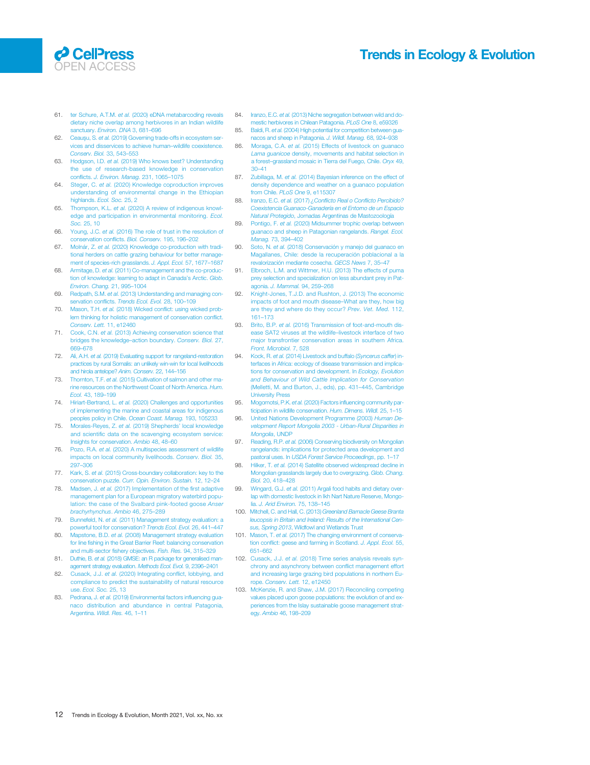61. ter Schure, A.T.M. *et al.* (2020) eDNA metabarcoding reveals dietary niche overlap among herbivores in an Indian wildlife sanctuary. *Environ. DNA* 3, 681–696
62. Ceaușu, S. *et al.* (2019) Governing trade-offs in ecosystem services and disservices to achieve human–wildlife coexistence. *Conserv. Biol.* 33, 543–553
63. Hodgson, I.D. *et al.* (2019) Who knows best? Understanding the use of research-based knowledge in conservation conflicts. *J. Environ. Manag.* 231, 1065–1075
64. Steger, C. *et al.* (2020) Knowledge coproduction improves understanding of environmental change in the Ethiopian highlands. *Ecol. Soc.* 25, 2
65. Thompson, K.L. *et al.* (2020) A review of indigenous knowledge and participation in environmental monitoring. *Ecol. Soc.* 25, 10
66. Young, J.C. *et al.* (2016) The role of trust in the resolution of conservation conflicts. *Biol. Conserv.* 195, 196–202
67. Molnár, Z. *et al.* (2020) Knowledge co-production with traditional herders on cattle grazing behaviour for better management of species-rich grasslands. *J. Appl. Ecol.* 57, 1677–1687
68. Armitage, D. *et al.* (2011) Co-management and the co-production of knowledge: learning to adapt in Canada's Arctic. *Glob. Environ. Chang.* 21, 995–1004
69. Redpath, S.M. *et al.* (2013) Understanding and managing conservation conflicts. *Trends Ecol. Evol.* 28, 100–109
70. Mason, T.H. *et al.* (2018) Wicked conflict: using wicked problem thinking for holistic management of conservation conflict. *Conserv. Lett.* 11, e12460
71. Cook, C.N. *et al.* (2013) Achieving conservation science that bridges the knowledge–action boundary. *Conserv. Biol.* 27, 669–678
72. Ali, A.H. *et al.* (2019) Evaluating support for rangeland-restoration practices by rural Somalis: an unlikely win-win for local livelihoods and hirola antelope? *Anim. Conserv.* 22, 144–156
73. Thornton, T.F. *et al.* (2015) Cultivation of salmon and other marine resources on the Northwest Coast of North America. *Hum. Ecol.* 43, 189–199
74. Hiriart-Bertrand, L. *et al.* (2020) Challenges and opportunities of implementing the marine and coastal areas for indigenous peoples policy in Chile. *Ocean Coast. Manag.* 193, 105233
75. Morales-Reyes, Z. *et al.* (2019) Shepherds' local knowledge and scientific data on the scavenging ecosystem service: Insights for conservation. *Ambio* 48, 48–60
76. Pozo, R.A. *et al.* (2020) A multispecies assessment of wildlife impacts on local community livelihoods. *Conserv. Biol.* 35, 297–306
77. Kark, S. *et al.* (2015) Cross-boundary collaboration: key to the conservation puzzle. *Curr. Opin. Environ. Sustain.* 12, 12–24
78. Madsen, J. *et al.* (2017) Implementation of the first adaptive management plan for a European migratory waterbird population: the case of the Svalbard pink-footed goose *Anser brachyrhynchus*. *Ambio* 46, 275–289
79. Bunnefeld, N. *et al.* (2011) Management strategy evaluation: a powerful tool for conservation? *Trends Ecol. Evol.* 26, 441–447
80. Mapstone, B.D. *et al.* (2008) Management strategy evaluation for line fishing in the Great Barrier Reef: balancing conservation and multi-sector fishery objectives. *Fish. Res.* 94, 315–329
81. Duthie, B. *et al.* (2018) GMSE: an R package for generalised management strategy evaluation. *Methods Ecol. Evol.* 9, 2396–2401
82. Cusack, J.J. *et al.* (2020) Integrating conflict, lobbying, and compliance to predict the sustainability of natural resource use. *Ecol. Soc.* 25, 13
83. Pedrana, J. *et al.* (2019) Environmental factors influencing guanaco distribution and abundance in central Patagonia, Argentina. *Wildl. Res.* 46, 1–11
84. Iranzo, E.C. *et al.* (2013) Niche segregation between wild and domestic herbivores in Chilean Patagonia. *PLoS One* 8, e59326
85. Baldi, R. *et al.* (2004) High potential for competition between guanacos and sheep in Patagonia. *J. Wildl. Manag.* 68, 924–938
86. Moraga, C.A. *et al.* (2015) Effects of livestock on guanaco *Lama guanicoe* density, movements and habitat selection in a forest–grassland mosaic in Tierra del Fuego, Chile. *Oryx* 49, 30–41
87. Zubillaga, M. *et al.* (2014) Bayesian inference on the effect of density dependence and weather on a guanaco population from Chile. *PLoS One* 9, e115307
88. Iranzo, E.C. *et al.* (2017) *¿Conflicto Real o Conflicto Percibido? Coexistencia Guanaco-Ganadería en el Entorno de un Espacio Natural Protegido*, Jornadas Argentinas de Mastozoología
89. Pontigo, F. *et al.* (2020) Midsummer trophic overlap between guanaco and sheep in Patagonian rangelands. *Rangel. Ecol. Manag.* 73, 394–402
90. Soto, N. *et al.* (2018) Conservación y manejo del guanaco en Magallanes, Chile: desde la recuperación poblacional a la revalorización mediante cosecha. *GECS News* 7, 35–47
91. Elbroch, L.M. and Wittmer, H.U. (2013) The effects of puma prey selection and specialization on less abundant prey in Patagonia. *J. Mammal.* 94, 259–268
92. Knight-Jones, T.J.D. and Rushton, J. (2013) The economic impacts of foot and mouth disease–What are they, how big are they and where do they occur? *Prev. Vet. Med.* 112, 161–173
93. Brito, B.P. *et al.* (2016) Transmission of foot-and-mouth disease SAT2 viruses at the wildlife–livestock interface of two major transfrontier conservation areas in southern Africa. *Front. Microbiol.* 7, 528
94. Kock, R. *et al.* (2014) Livestock and buffalo (*Syncerus caffer*) interfaces in Africa: ecology of disease transmission and implications for conservation and development. In *Ecology, Evolution and Behaviour of Wild Cattle Implication for Conservation* (Melletti, M. and Burton, J., eds), pp. 431–445, Cambridge University Press
95. Mogomotsi, P.K. *et al.* (2020) Factors influencing community participation in wildlife conservation. *Hum. Dimens. Wildl.* 25, 1–15
96. United Nations Development Programme (2003) *Human Development Report Mongolia 2003 - Urban-Rural Disparities in Mongolia*, UNDP
97. Reading, R.P. *et al.* (2006) Conserving biodiversity on Mongolian rangelands: implications for protected area development and pastoral uses. In *USDA Forest Service Proceedings*, pp. 1–17
98. Hilker, T. *et al.* (2014) Satellite observed widespread decline in Mongolian grasslands largely due to overgrazing. *Glob. Chang. Biol.* 20, 418–428
99. Wingard, G.J. *et al.* (2011) Argali food habits and dietary overlap with domestic livestock in Ikh Nart Nature Reserve, Mongolia. *J. Arid Environ.* 75, 138–145
100. Mitchell, C. and Hall, C. (2013) *Greenland Barnacle Geese Branta leucopsis in Britain and Ireland: Results of the International Census, Spring 2013*, Wildfowl and Wetlands Trust
101. Mason, T. *et al.* (2017) The changing environment of conservation conflict: geese and farming in Scotland. *J. Appl. Ecol.* 55, 651–662
102. Cusack, J.J. *et al.* (2018) Time series analysis reveals synchrony and asynchrony between conflict management effort and increasing large grazing bird populations in northern Europe. *Conserv. Lett.* 12, e12450
103. McKenzie, R. and Shaw, J.M. (2017) Reconciling competing values placed upon goose populations: the evolution of and experiences from the Islay sustainable goose management strategy. *Ambio* 46, 198–209